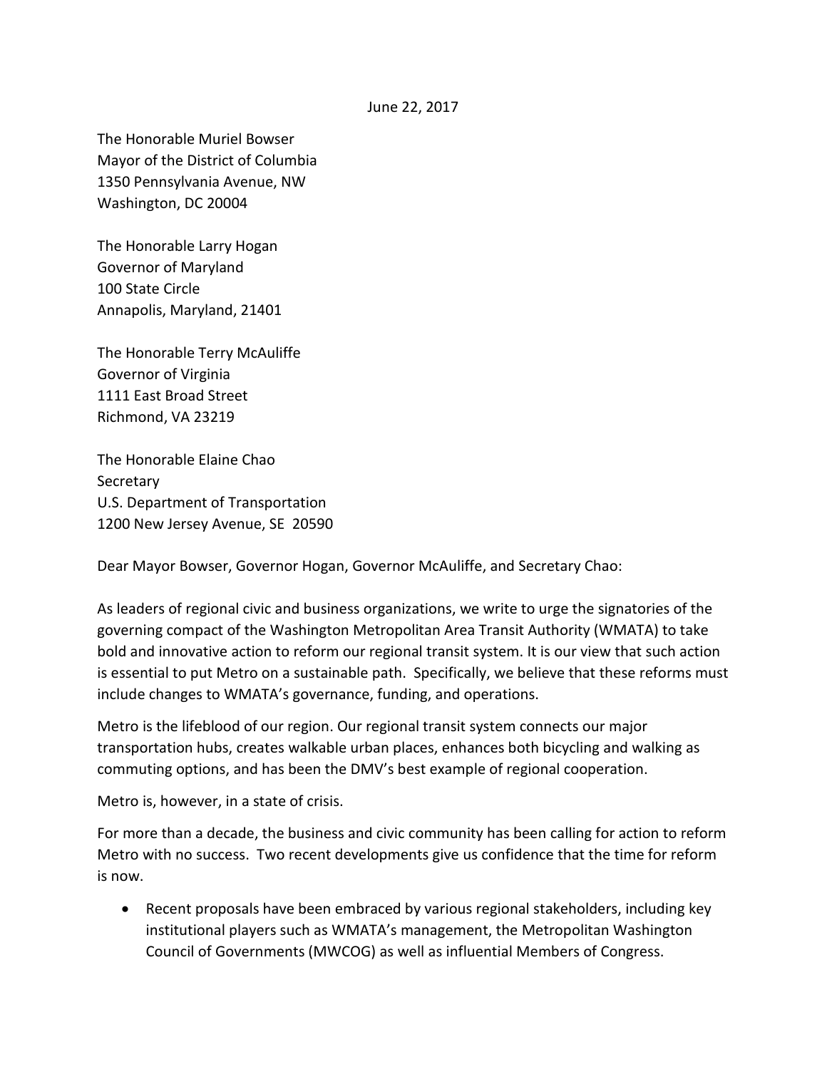June 22, 2017

The Honorable Muriel Bowser
Mayor of the District of Columbia
1350 Pennsylvania Avenue, NW
Washington, DC 20004

The Honorable Larry Hogan
Governor of Maryland
100 State Circle
Annapolis, Maryland, 21401

The Honorable Terry McAuliffe
Governor of Virginia
1111 East Broad Street
Richmond, VA 23219

The Honorable Elaine Chao
Secretary
U.S. Department of Transportation
1200 New Jersey Avenue, SE 20590

Dear Mayor Bowser, Governor Hogan, Governor McAuliffe, and Secretary Chao:

As leaders of regional civic and business organizations, we write to urge the signatories of the governing compact of the Washington Metropolitan Area Transit Authority (WMATA) to take bold and innovative action to reform our regional transit system. It is our view that such action is essential to put Metro on a sustainable path. Specifically, we believe that these reforms must include changes to WMATA's governance, funding, and operations.

Metro is the lifeblood of our region. Our regional transit system connects our major transportation hubs, creates walkable urban places, enhances both bicycling and walking as commuting options, and has been the DMV's best example of regional cooperation.

Metro is, however, in a state of crisis.

For more than a decade, the business and civic community has been calling for action to reform Metro with no success. Two recent developments give us confidence that the time for reform is now.

- Recent proposals have been embraced by various regional stakeholders, including key institutional players such as WMATA's management, the Metropolitan Washington Council of Governments (MWCOG) as well as influential Members of Congress.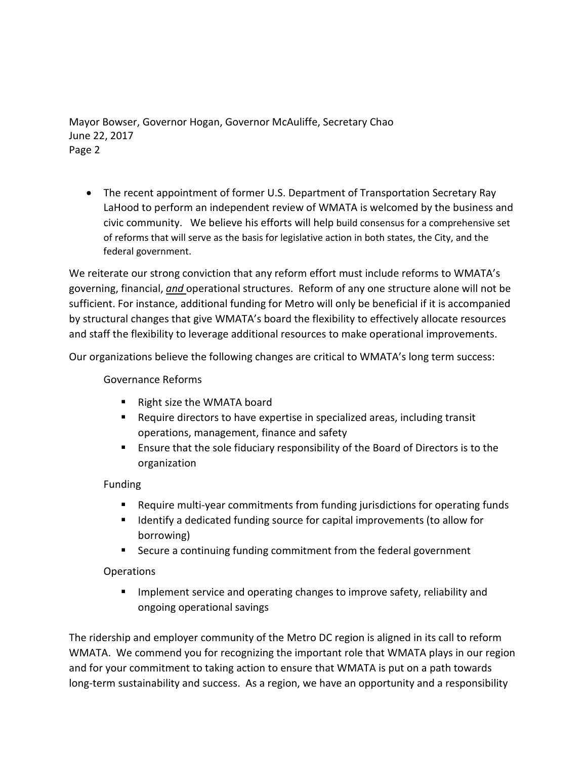Mayor Bowser, Governor Hogan, Governor McAuliffe, Secretary Chao
June 22, 2017
Page 2

- The recent appointment of former U.S. Department of Transportation Secretary Ray LaHood to perform an independent review of WMATA is welcomed by the business and civic community. We believe his efforts will help build consensus for a comprehensive set of reforms that will serve as the basis for legislative action in both states, the City, and the federal government.

We reiterate our strong conviction that any reform effort must include reforms to WMATA's governing, financial, ***and*** operational structures. Reform of any one structure alone will not be sufficient. For instance, additional funding for Metro will only be beneficial if it is accompanied by structural changes that give WMATA's board the flexibility to effectively allocate resources and staff the flexibility to leverage additional resources to make operational improvements.

Our organizations believe the following changes are critical to WMATA's long term success:

Governance Reforms

- Right size the WMATA board
- Require directors to have expertise in specialized areas, including transit operations, management, finance and safety
- Ensure that the sole fiduciary responsibility of the Board of Directors is to the organization

Funding

- Require multi-year commitments from funding jurisdictions for operating funds
- Identify a dedicated funding source for capital improvements (to allow for borrowing)
- Secure a continuing funding commitment from the federal government

Operations

- Implement service and operating changes to improve safety, reliability and ongoing operational savings

The ridership and employer community of the Metro DC region is aligned in its call to reform WMATA. We commend you for recognizing the important role that WMATA plays in our region and for your commitment to taking action to ensure that WMATA is put on a path towards long-term sustainability and success. As a region, we have an opportunity and a responsibility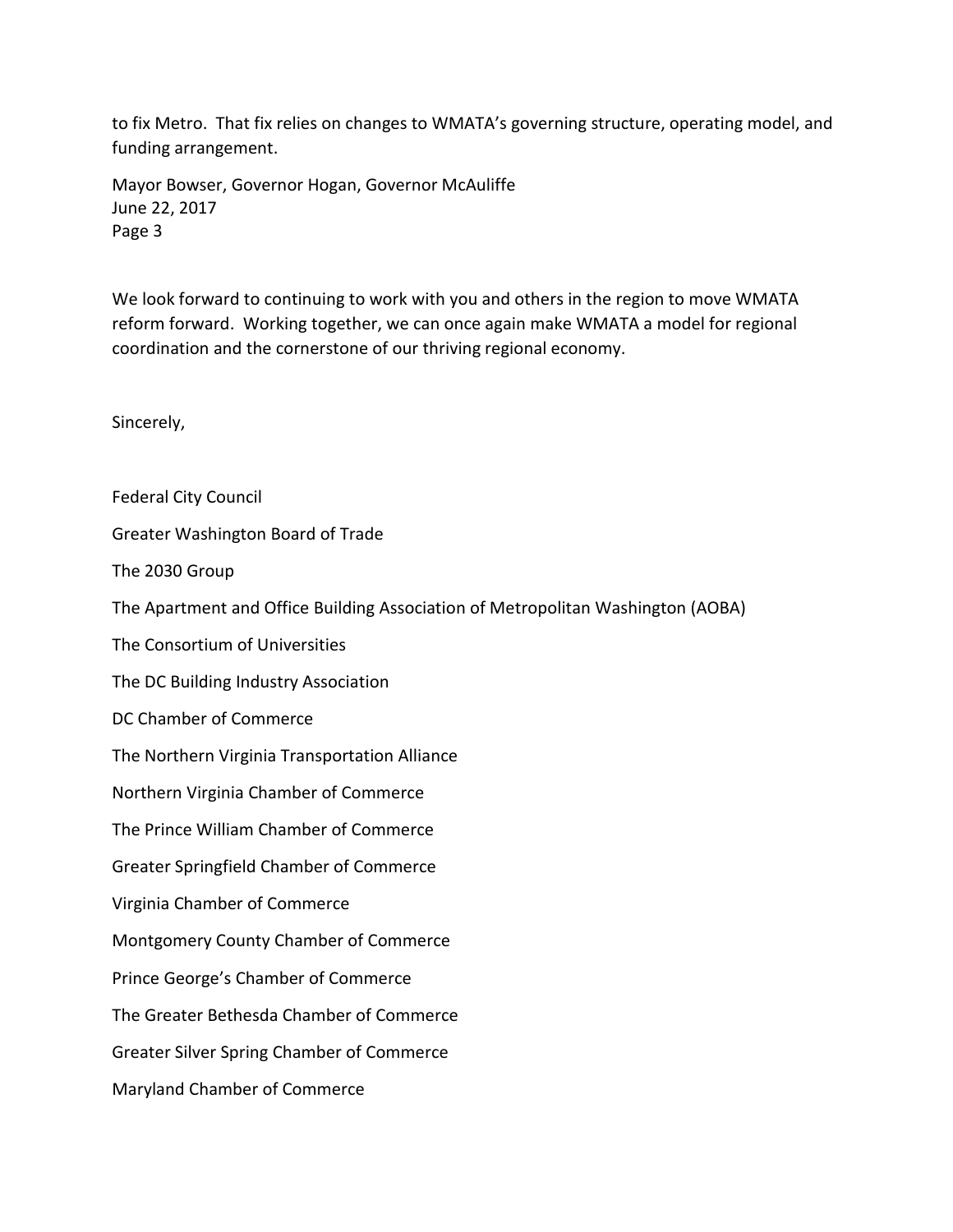to fix Metro. That fix relies on changes to WMATA's governing structure, operating model, and funding arrangement.

We look forward to continuing to work with you and others in the region to move WMATA reform forward. Working together, we can once again make WMATA a model for regional coordination and the cornerstone of our thriving regional economy.

Sincerely,

Federal City Council

Greater Washington Board of Trade

The 2030 Group

The Apartment and Office Building Association of Metropolitan Washington (AOBA)

The Consortium of Universities

The DC Building Industry Association

DC Chamber of Commerce

The Northern Virginia Transportation Alliance

Northern Virginia Chamber of Commerce

The Prince William Chamber of Commerce

Greater Springfield Chamber of Commerce

Virginia Chamber of Commerce

Montgomery County Chamber of Commerce

Prince George's Chamber of Commerce

The Greater Bethesda Chamber of Commerce

Greater Silver Spring Chamber of Commerce

Maryland Chamber of Commerce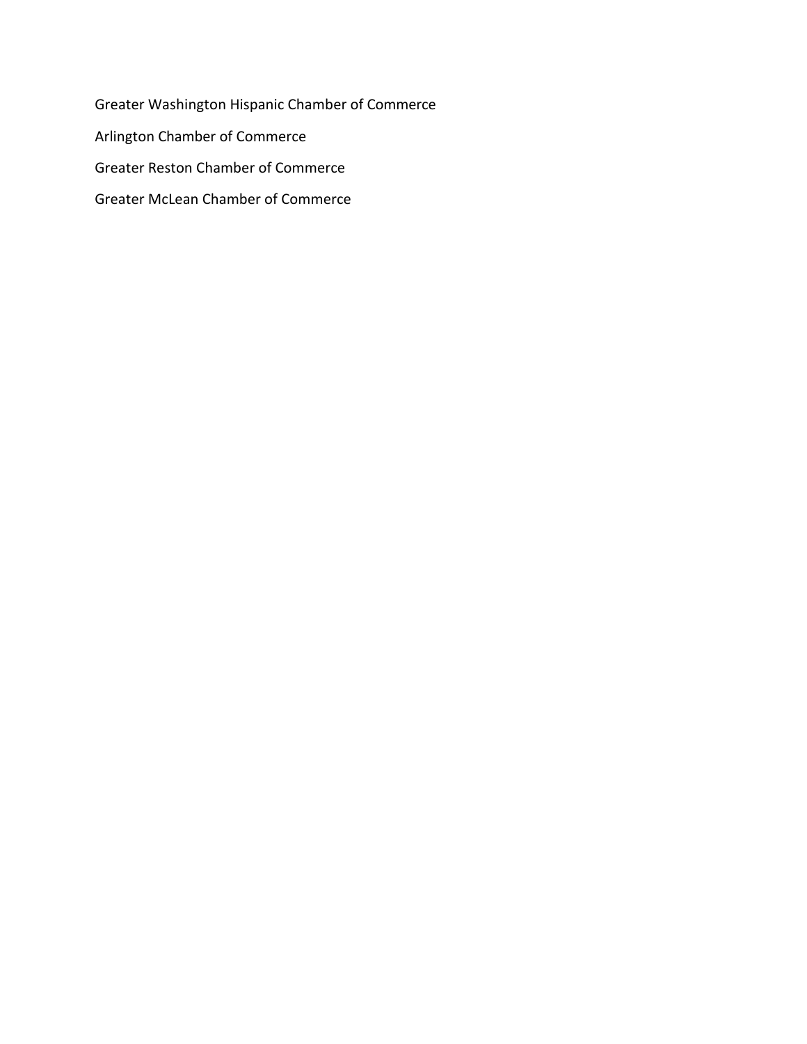Greater Washington Hispanic Chamber of Commerce

Arlington Chamber of Commerce

Greater Reston Chamber of Commerce

Greater McLean Chamber of Commerce